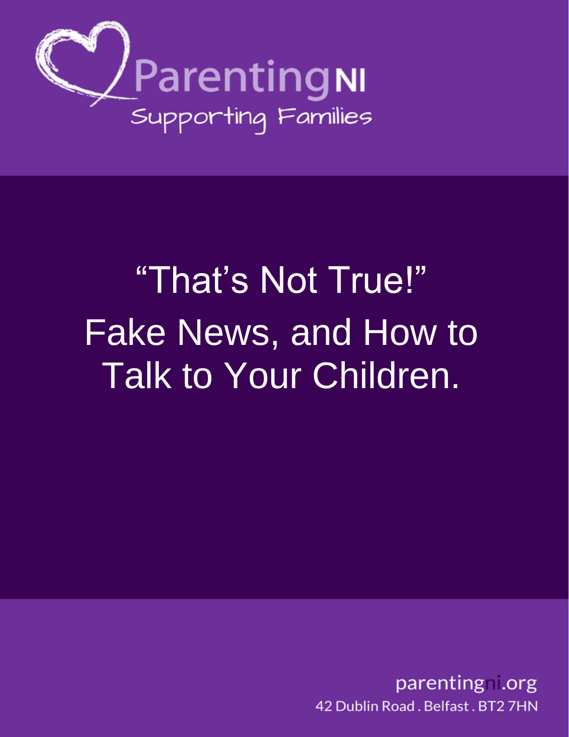ParentingNI

Supporting Families

# "That's Not True!" Fake News, and How to Talk to Your Children.

parentingni.org

42 Dublin Road . Belfast . BT2 7HN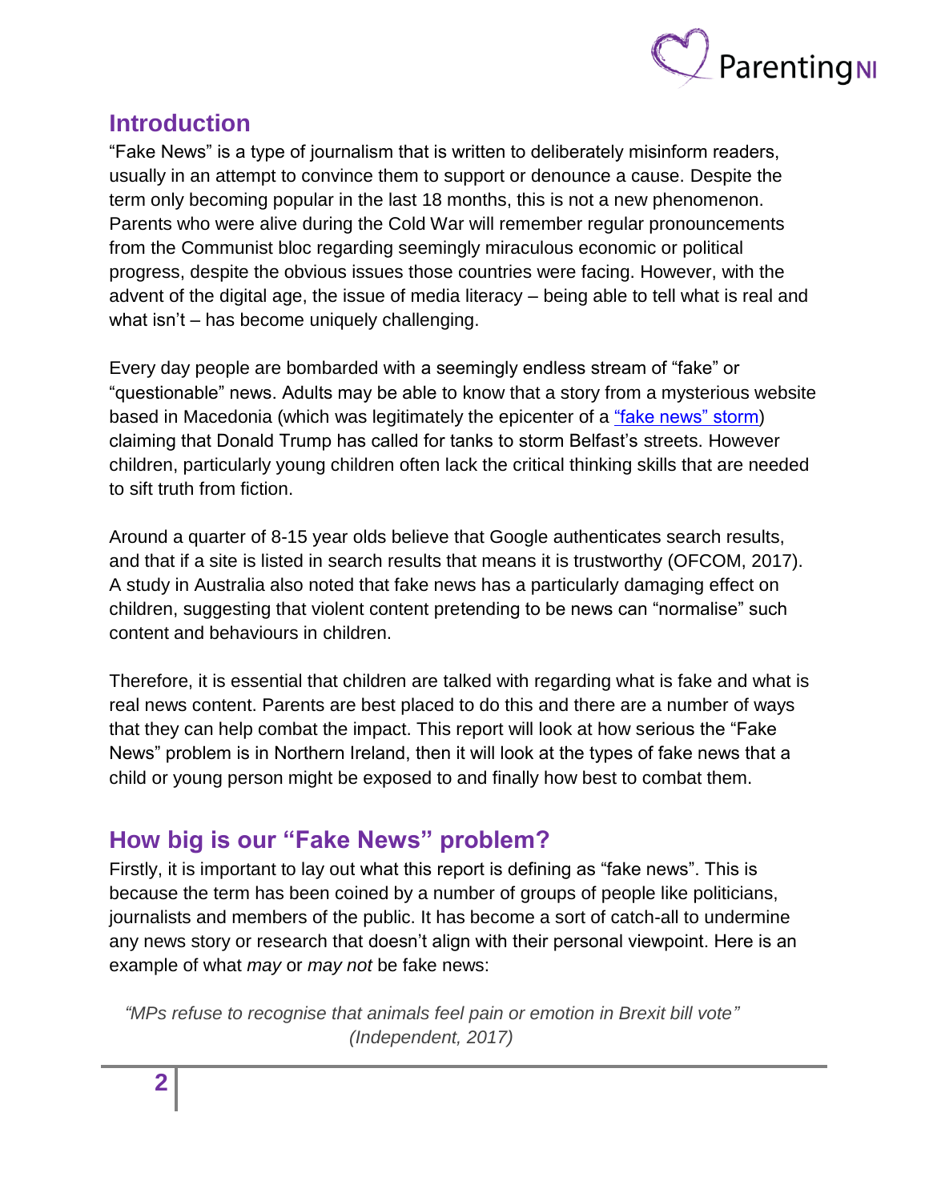## Introduction

"Fake News" is a type of journalism that is written to deliberately misinform readers, usually in an attempt to convince them to support or denounce a cause. Despite the term only becoming popular in the last 18 months, this is not a new phenomenon. Parents who were alive during the Cold War will remember regular pronouncements from the Communist bloc regarding seemingly miraculous economic or political progress, despite the obvious issues those countries were facing. However, with the advent of the digital age, the issue of media literacy – being able to tell what is real and what isn't – has become uniquely challenging.

Every day people are bombarded with a seemingly endless stream of "fake" or "questionable" news. Adults may be able to know that a story from a mysterious website based in Macedonia (which was legitimately the epicenter of a "fake news" storm) claiming that Donald Trump has called for tanks to storm Belfast's streets. However children, particularly young children often lack the critical thinking skills that are needed to sift truth from fiction.

Around a quarter of 8-15 year olds believe that Google authenticates search results, and that if a site is listed in search results that means it is trustworthy (OFCOM, 2017). A study in Australia also noted that fake news has a particularly damaging effect on children, suggesting that violent content pretending to be news can "normalise" such content and behaviours in children.

Therefore, it is essential that children are talked with regarding what is fake and what is real news content. Parents are best placed to do this and there are a number of ways that they can help combat the impact. This report will look at how serious the "Fake News" problem is in Northern Ireland, then it will look at the types of fake news that a child or young person might be exposed to and finally how best to combat them.

## How big is our "Fake News" problem?

Firstly, it is important to lay out what this report is defining as "fake news". This is because the term has been coined by a number of groups of people like politicians, journalists and members of the public. It has become a sort of catch-all to undermine any news story or research that doesn't align with their personal viewpoint. Here is an example of what *may* or *may not* be fake news:

> *"MPs refuse to recognise that animals feel pain or emotion in Brexit bill vote"*
> *(Independent, 2017)*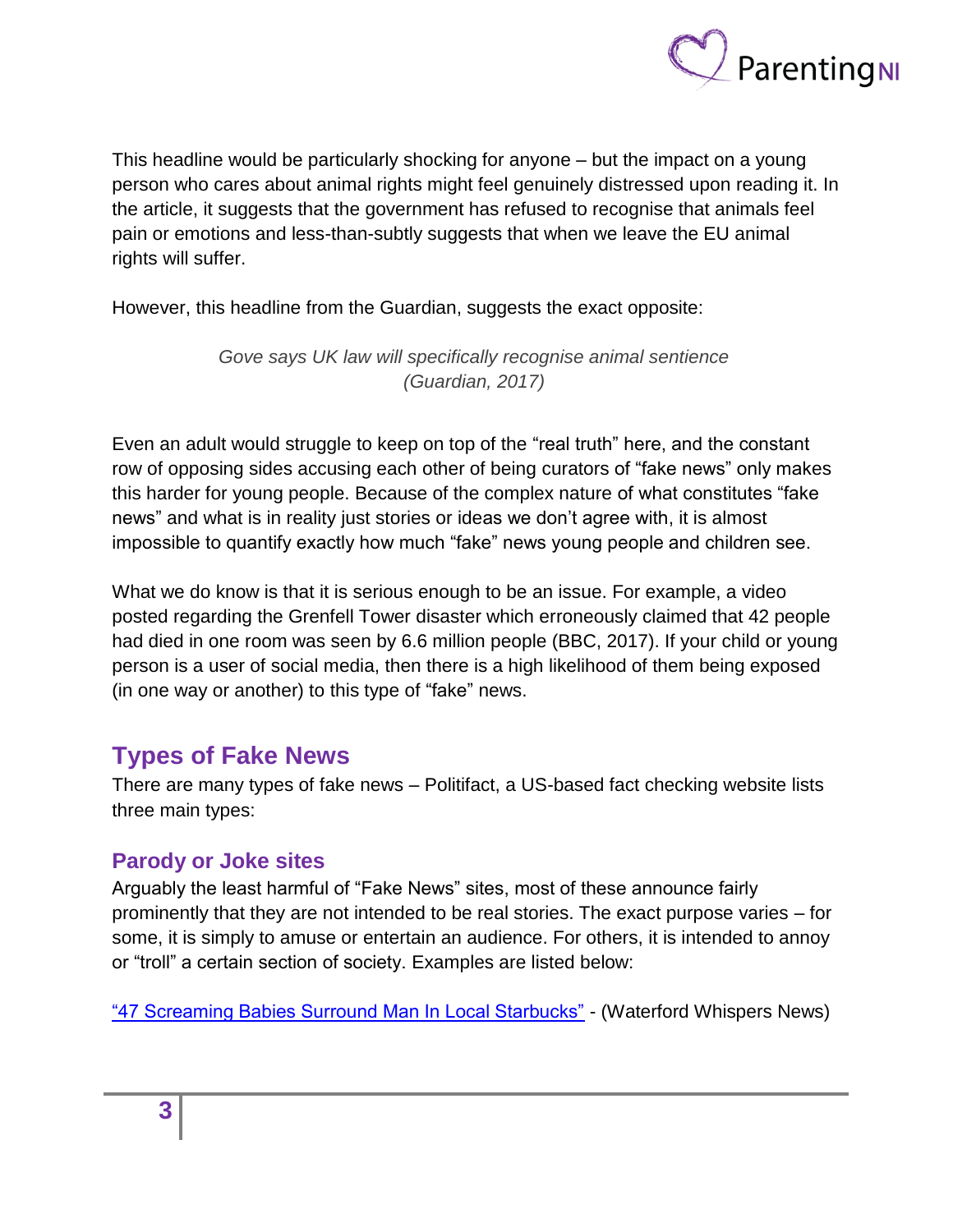This headline would be particularly shocking for anyone – but the impact on a young person who cares about animal rights might feel genuinely distressed upon reading it. In the article, it suggests that the government has refused to recognise that animals feel pain or emotions and less-than-subtly suggests that when we leave the EU animal rights will suffer.

However, this headline from the Guardian, suggests the exact opposite:

*Gove says UK law will specifically recognise animal sentience (Guardian, 2017)*

Even an adult would struggle to keep on top of the "real truth" here, and the constant row of opposing sides accusing each other of being curators of "fake news" only makes this harder for young people. Because of the complex nature of what constitutes "fake news" and what is in reality just stories or ideas we don't agree with, it is almost impossible to quantify exactly how much "fake" news young people and children see.

What we do know is that it is serious enough to be an issue. For example, a video posted regarding the Grenfell Tower disaster which erroneously claimed that 42 people had died in one room was seen by 6.6 million people (BBC, 2017). If your child or young person is a user of social media, then there is a high likelihood of them being exposed (in one way or another) to this type of "fake" news.

## Types of Fake News

There are many types of fake news – Politifact, a US-based fact checking website lists three main types:

### Parody or Joke sites

Arguably the least harmful of "Fake News" sites, most of these announce fairly prominently that they are not intended to be real stories. The exact purpose varies – for some, it is simply to amuse or entertain an audience. For others, it is intended to annoy or "troll" a certain section of society. Examples are listed below:

"47 Screaming Babies Surround Man In Local Starbucks" - (Waterford Whispers News)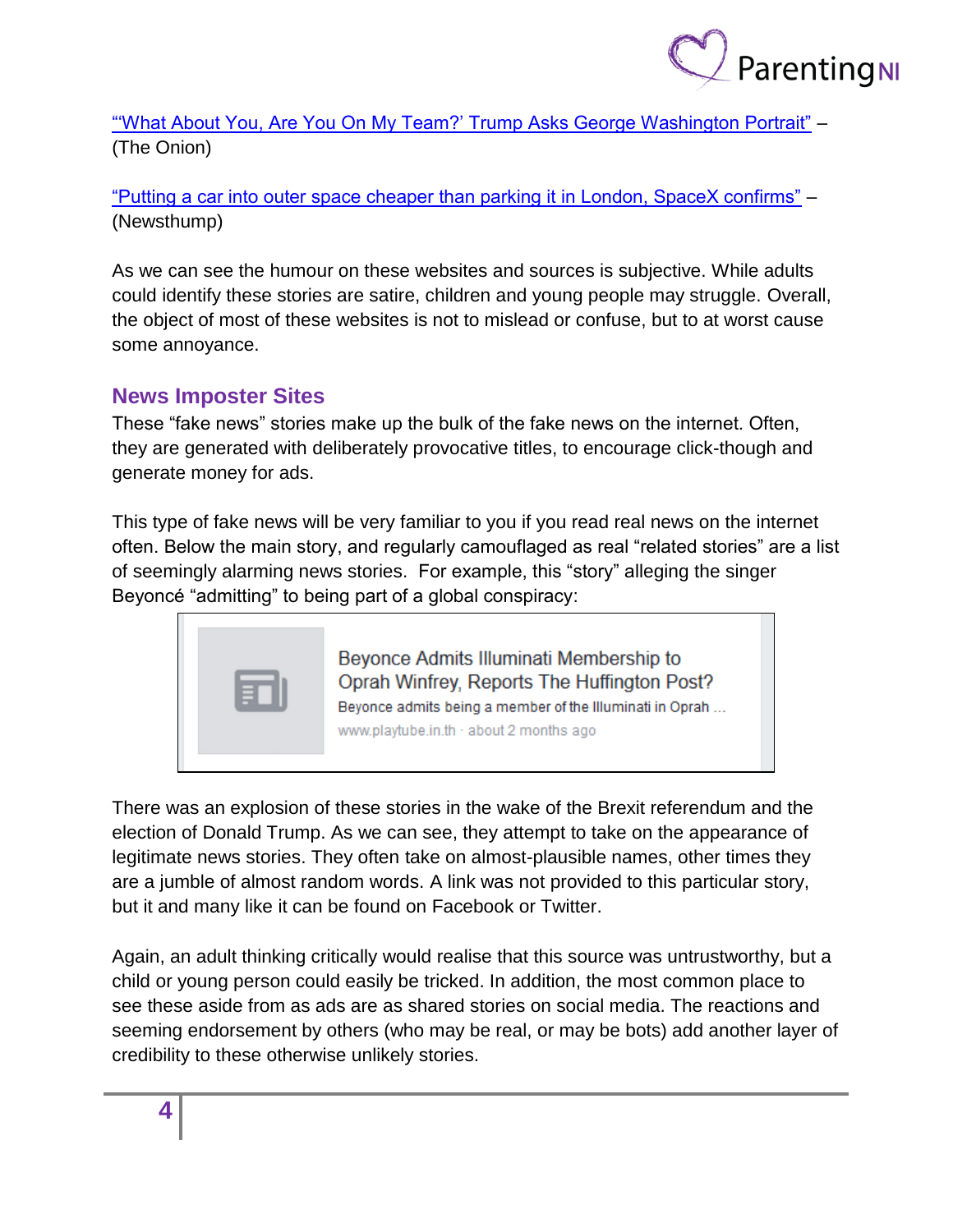"'What About You, Are You On My Team?' Trump Asks George Washington Portrait" – (The Onion)

"Putting a car into outer space cheaper than parking it in London, SpaceX confirms" – (Newsthump)

As we can see the humour on these websites and sources is subjective. While adults could identify these stories are satire, children and young people may struggle. Overall, the object of most of these websites is not to mislead or confuse, but to at worst cause some annoyance.

## News Imposter Sites

These "fake news" stories make up the bulk of the fake news on the internet. Often, they are generated with deliberately provocative titles, to encourage click-though and generate money for ads.

This type of fake news will be very familiar to you if you read real news on the internet often. Below the main story, and regularly camouflaged as real "related stories" are a list of seemingly alarming news stories. For example, this "story" alleging the singer Beyoncé "admitting" to being part of a global conspiracy:

> Beyonce Admits Illuminati Membership to Oprah Winfrey, Reports The Huffington Post?
> Beyonce admits being a member of the Illuminati in Oprah ...
> www.playtube.in.th · about 2 months ago

There was an explosion of these stories in the wake of the Brexit referendum and the election of Donald Trump. As we can see, they attempt to take on the appearance of legitimate news stories. They often take on almost-plausible names, other times they are a jumble of almost random words. A link was not provided to this particular story, but it and many like it can be found on Facebook or Twitter.

Again, an adult thinking critically would realise that this source was untrustworthy, but a child or young person could easily be tricked. In addition, the most common place to see these aside from as ads are as shared stories on social media. The reactions and seeming endorsement by others (who may be real, or may be bots) add another layer of credibility to these otherwise unlikely stories.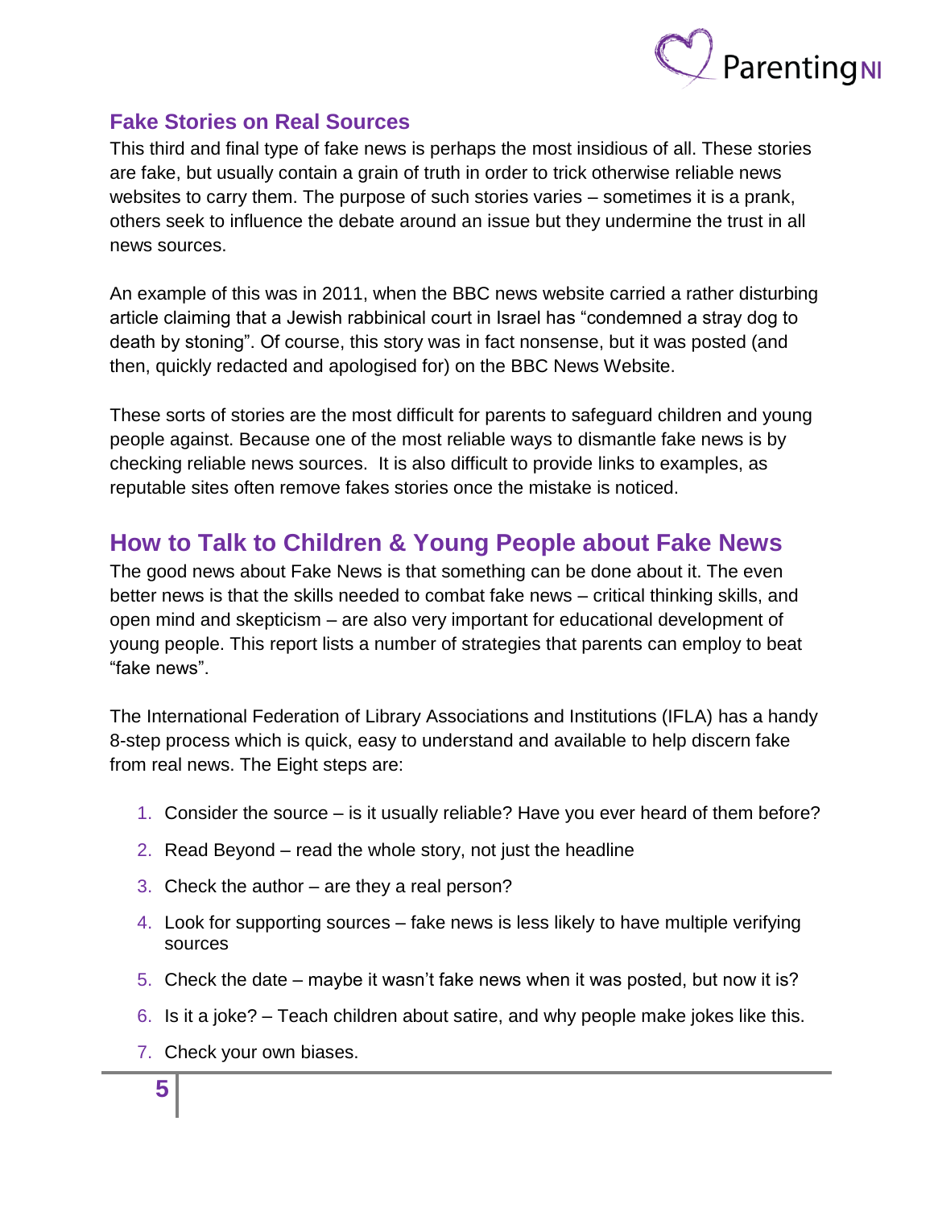## Fake Stories on Real Sources

This third and final type of fake news is perhaps the most insidious of all. These stories are fake, but usually contain a grain of truth in order to trick otherwise reliable news websites to carry them. The purpose of such stories varies – sometimes it is a prank, others seek to influence the debate around an issue but they undermine the trust in all news sources.

An example of this was in 2011, when the BBC news website carried a rather disturbing article claiming that a Jewish rabbinical court in Israel has "condemned a stray dog to death by stoning". Of course, this story was in fact nonsense, but it was posted (and then, quickly redacted and apologised for) on the BBC News Website.

These sorts of stories are the most difficult for parents to safeguard children and young people against. Because one of the most reliable ways to dismantle fake news is by checking reliable news sources. It is also difficult to provide links to examples, as reputable sites often remove fakes stories once the mistake is noticed.

# How to Talk to Children & Young People about Fake News

The good news about Fake News is that something can be done about it. The even better news is that the skills needed to combat fake news – critical thinking skills, and open mind and skepticism – are also very important for educational development of young people. This report lists a number of strategies that parents can employ to beat "fake news".

The International Federation of Library Associations and Institutions (IFLA) has a handy 8-step process which is quick, easy to understand and available to help discern fake from real news. The Eight steps are:

1. Consider the source – is it usually reliable? Have you ever heard of them before?
2. Read Beyond – read the whole story, not just the headline
3. Check the author – are they a real person?
4. Look for supporting sources – fake news is less likely to have multiple verifying sources
5. Check the date – maybe it wasn't fake news when it was posted, but now it is?
6. Is it a joke? – Teach children about satire, and why people make jokes like this.
7. Check your own biases.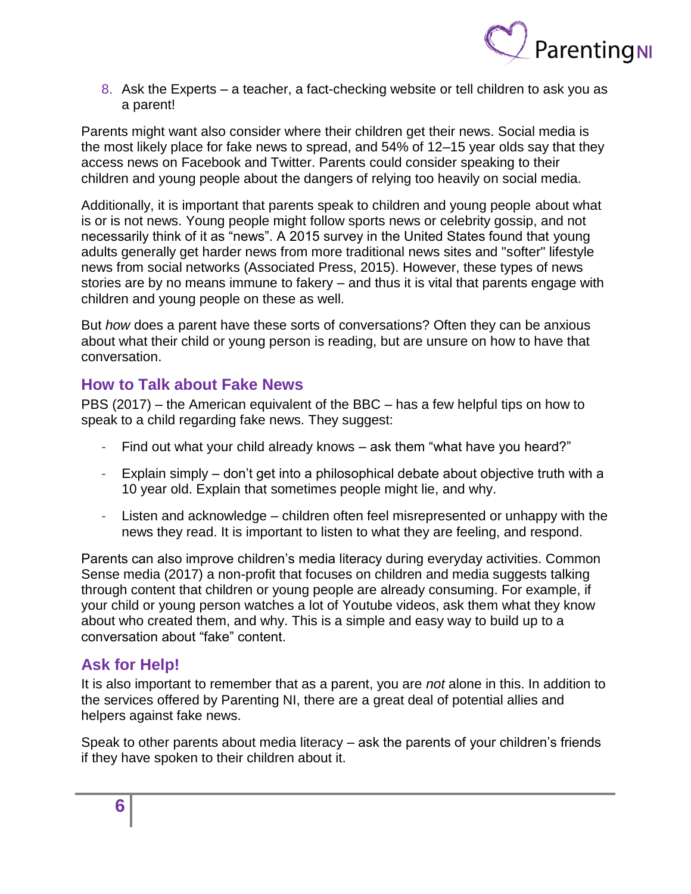8. Ask the Experts – a teacher, a fact-checking website or tell children to ask you as a parent!

Parents might want also consider where their children get their news. Social media is the most likely place for fake news to spread, and 54% of 12–15 year olds say that they access news on Facebook and Twitter. Parents could consider speaking to their children and young people about the dangers of relying too heavily on social media.

Additionally, it is important that parents speak to children and young people about what is or is not news. Young people might follow sports news or celebrity gossip, and not necessarily think of it as "news". A 2015 survey in the United States found that young adults generally get harder news from more traditional news sites and "softer" lifestyle news from social networks (Associated Press, 2015). However, these types of news stories are by no means immune to fakery – and thus it is vital that parents engage with children and young people on these as well.

But *how* does a parent have these sorts of conversations? Often they can be anxious about what their child or young person is reading, but are unsure on how to have that conversation.

## How to Talk about Fake News

PBS (2017) – the American equivalent of the BBC – has a few helpful tips on how to speak to a child regarding fake news. They suggest:

- Find out what your child already knows – ask them "what have you heard?"
- Explain simply – don't get into a philosophical debate about objective truth with a 10 year old. Explain that sometimes people might lie, and why.
- Listen and acknowledge – children often feel misrepresented or unhappy with the news they read. It is important to listen to what they are feeling, and respond.

Parents can also improve children's media literacy during everyday activities. Common Sense media (2017) a non-profit that focuses on children and media suggests talking through content that children or young people are already consuming. For example, if your child or young person watches a lot of Youtube videos, ask them what they know about who created them, and why. This is a simple and easy way to build up to a conversation about "fake" content.

## Ask for Help!

It is also important to remember that as a parent, you are *not* alone in this. In addition to the services offered by Parenting NI, there are a great deal of potential allies and helpers against fake news.

Speak to other parents about media literacy – ask the parents of your children's friends if they have spoken to their children about it.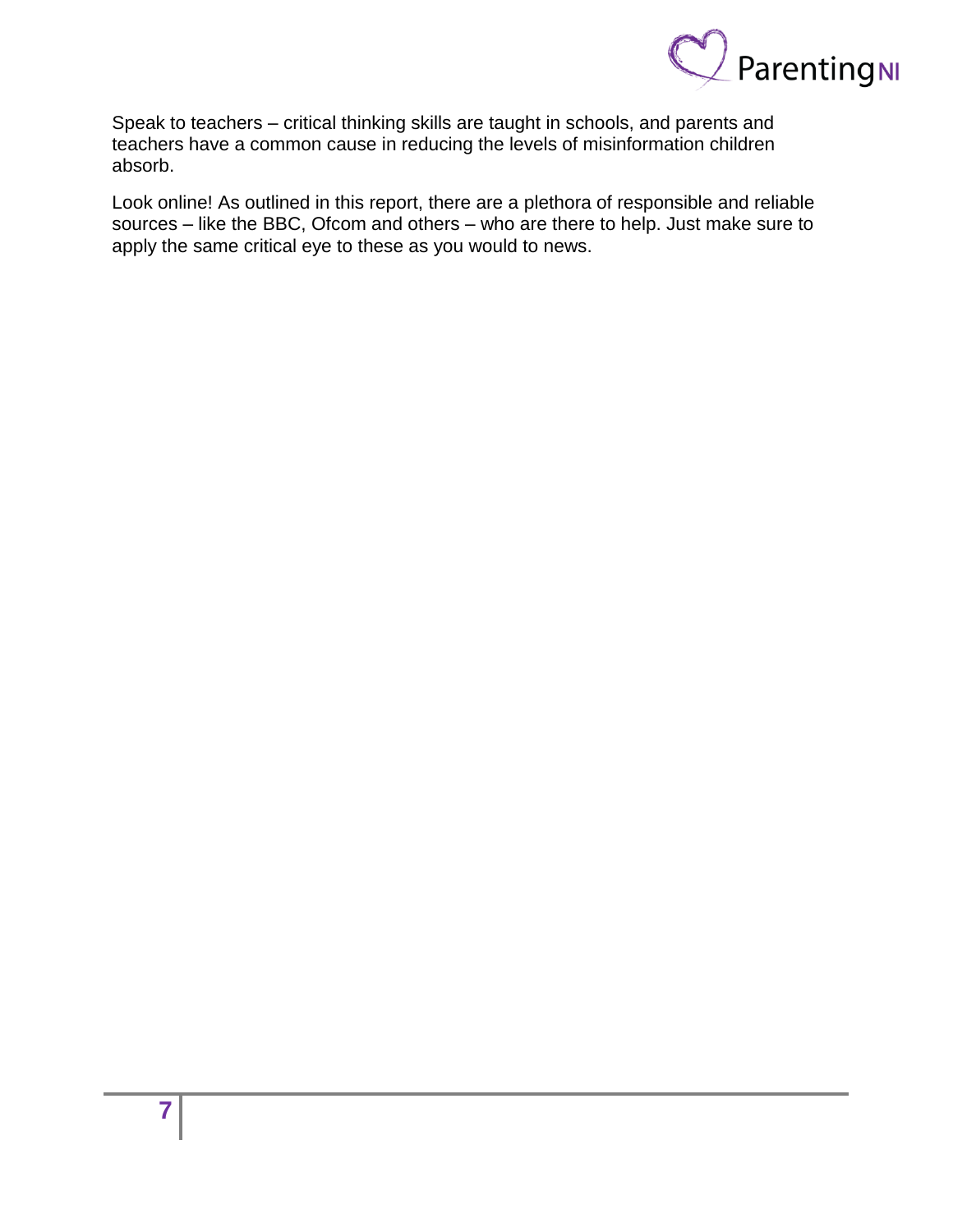Speak to teachers – critical thinking skills are taught in schools, and parents and teachers have a common cause in reducing the levels of misinformation children absorb.

Look online! As outlined in this report, there are a plethora of responsible and reliable sources – like the BBC, Ofcom and others – who are there to help. Just make sure to apply the same critical eye to these as you would to news.